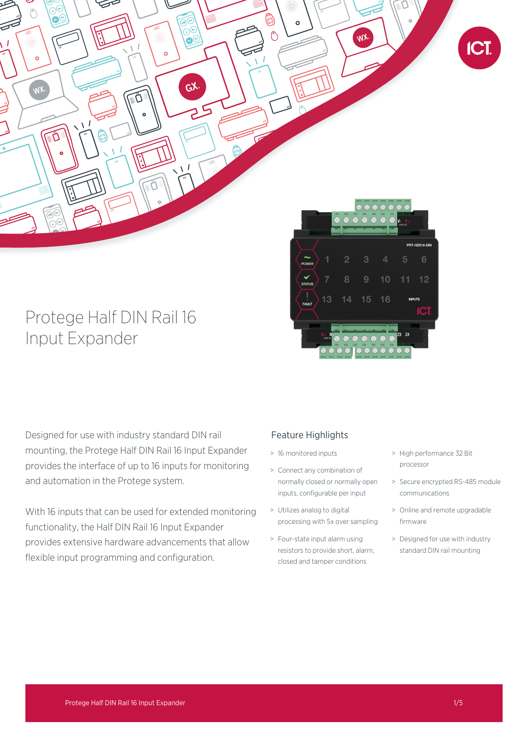# Protege Half DIN Rail 16 Input Expander

Designed for use with industry standard DIN rail mounting, the Protege Half DIN Rail 16 Input Expander provides the interface of up to 16 inputs for monitoring and automation in the Protege system.

With 16 inputs that can be used for extended monitoring functionality, the Half DIN Rail 16 Input Expander provides extensive hardware advancements that allow flexible input programming and configuration.

## Feature Highlights

- 16 monitored inputs
- Connect any combination of normally closed or normally open inputs, configurable per input
- Utilizes analog to digital processing with 5x over sampling
- Four-state input alarm using resistors to provide short, alarm, closed and tamper conditions
- High performance 32 Bit processor
- Secure encrypted RS-485 module communications
- Online and remote upgradable firmware
- Designed for use with industry standard DIN rail mounting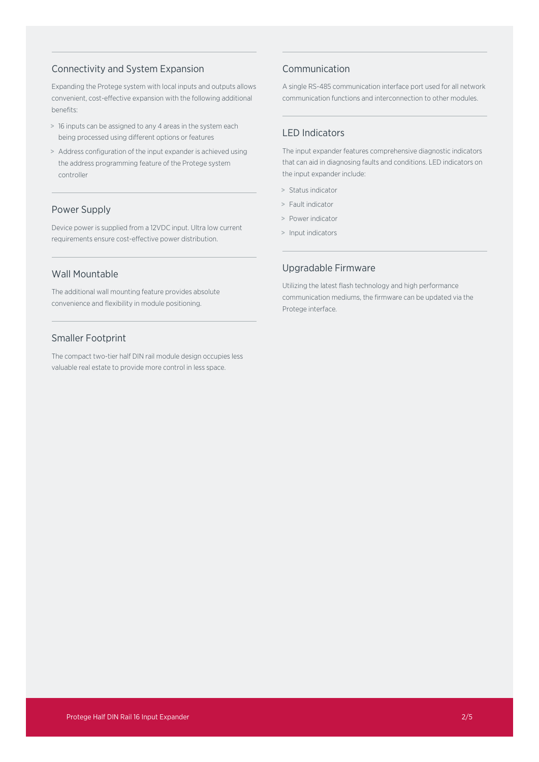## Connectivity and System Expansion

Expanding the Protege system with local inputs and outputs allows convenient, cost-effective expansion with the following additional benefits:

- 16 inputs can be assigned to any 4 areas in the system each being processed using different options or features
- Address configuration of the input expander is achieved using the address programming feature of the Protege system controller

## Power Supply

Device power is supplied from a 12VDC input. Ultra low current requirements ensure cost-effective power distribution.

## Wall Mountable

The additional wall mounting feature provides absolute convenience and flexibility in module positioning.

## Smaller Footprint

The compact two-tier half DIN rail module design occupies less valuable real estate to provide more control in less space.

## Communication

A single RS-485 communication interface port used for all network communication functions and interconnection to other modules.

## LED Indicators

The input expander features comprehensive diagnostic indicators that can aid in diagnosing faults and conditions. LED indicators on the input expander include:

- Status indicator
- Fault indicator
- Power indicator
- Input indicators

## Upgradable Firmware

Utilizing the latest flash technology and high performance communication mediums, the firmware can be updated via the Protege interface.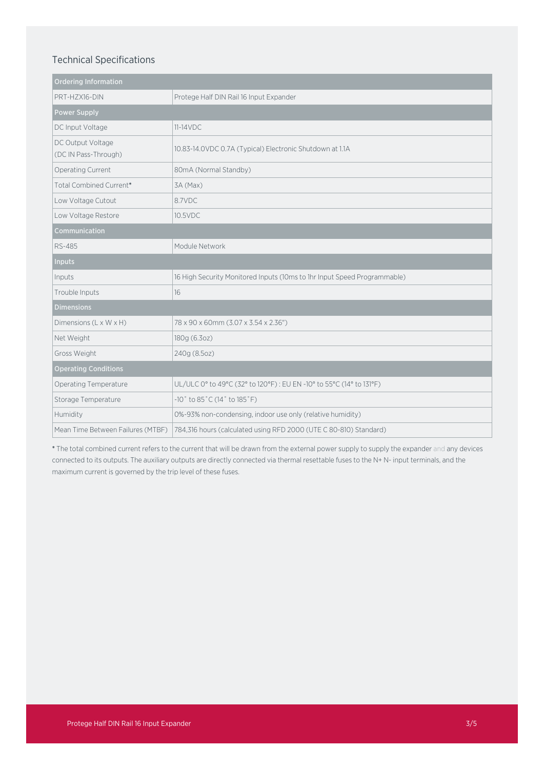## Technical Specifications

| Ordering Information | |
|---|---|
| PRT-HZX16-DIN | Protege Half DIN Rail 16 Input Expander |
| **Power Supply** | |
| DC Input Voltage | 11-14VDC |
| DC Output Voltage (DC IN Pass-Through) | 10.83-14.0VDC 0.7A (Typical) Electronic Shutdown at 1.1A |
| Operating Current | 80mA (Normal Standby) |
| Total Combined Current* | 3A (Max) |
| Low Voltage Cutout | 8.7VDC |
| Low Voltage Restore | 10.5VDC |
| **Communication** | |
| RS-485 | Module Network |
| **Inputs** | |
| Inputs | 16 High Security Monitored Inputs (10ms to 1hr Input Speed Programmable) |
| Trouble Inputs | 16 |
| **Dimensions** | |
| Dimensions (L x W x H) | 78 x 90 x 60mm (3.07 x 3.54 x 2.36") |
| Net Weight | 180g (6.3oz) |
| Gross Weight | 240g (8.5oz) |
| **Operating Conditions** | |
| Operating Temperature | UL/ULC 0° to 49°C (32° to 120°F) : EU EN -10° to 55°C (14° to 131°F) |
| Storage Temperature | -10˚ to 85˚C (14˚ to 185˚F) |
| Humidity | 0%-93% non-condensing, indoor use only (relative humidity) |
| Mean Time Between Failures (MTBF) | 784,316 hours (calculated using RFD 2000 (UTE C 80-810) Standard) |

* The total combined current refers to the current that will be drawn from the external power supply to supply the expander and any devices connected to its outputs. The auxiliary outputs are directly connected via thermal resettable fuses to the N+ N- input terminals, and the maximum current is governed by the trip level of these fuses.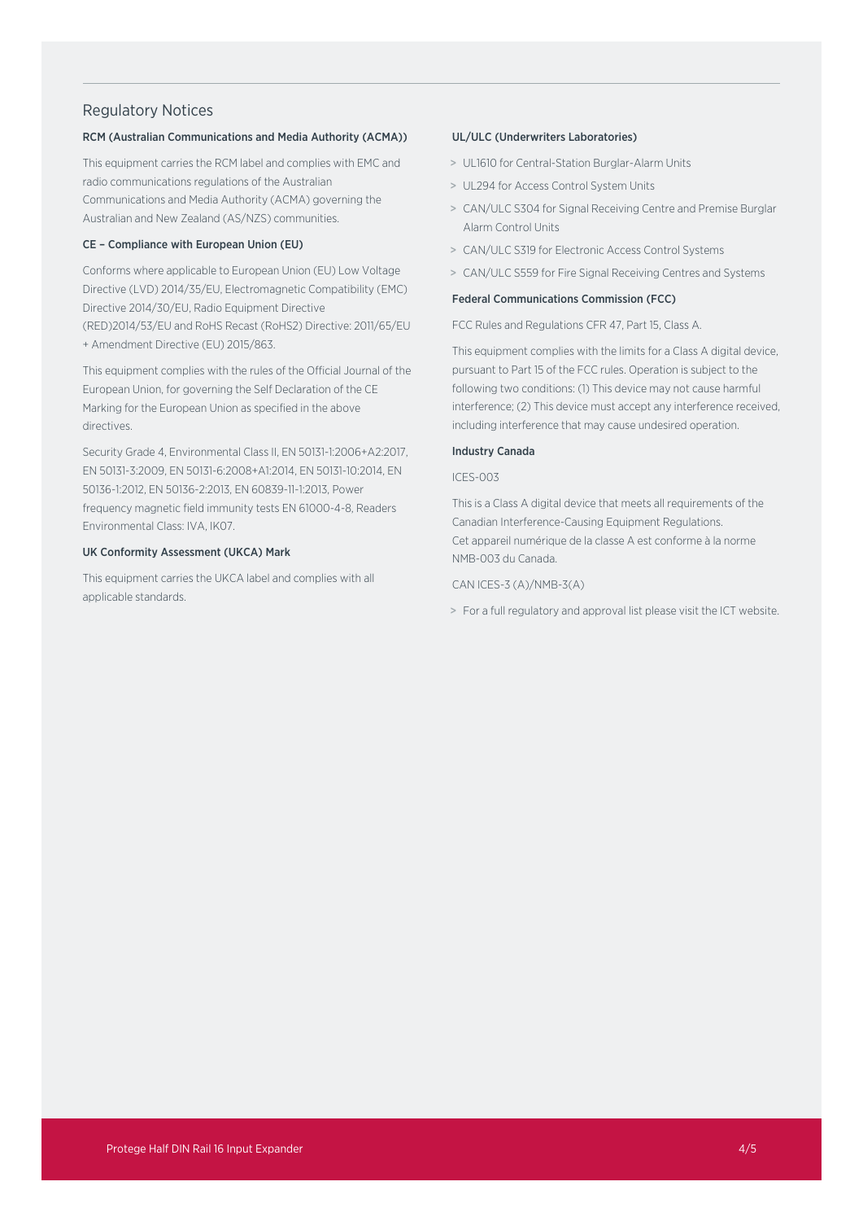## Regulatory Notices

### RCM (Australian Communications and Media Authority (ACMA))

This equipment carries the RCM label and complies with EMC and radio communications regulations of the Australian Communications and Media Authority (ACMA) governing the Australian and New Zealand (AS/NZS) communities.

### CE – Compliance with European Union (EU)

Conforms where applicable to European Union (EU) Low Voltage Directive (LVD) 2014/35/EU, Electromagnetic Compatibility (EMC) Directive 2014/30/EU, Radio Equipment Directive (RED)2014/53/EU and RoHS Recast (RoHS2) Directive: 2011/65/EU + Amendment Directive (EU) 2015/863.

This equipment complies with the rules of the Official Journal of the European Union, for governing the Self Declaration of the CE Marking for the European Union as specified in the above directives.

Security Grade 4, Environmental Class II, EN 50131-1:2006+A2:2017, EN 50131-3:2009, EN 50131-6:2008+A1:2014, EN 50131-10:2014, EN 50136-1:2012, EN 50136-2:2013, EN 60839-11-1:2013, Power frequency magnetic field immunity tests EN 61000-4-8, Readers Environmental Class: IVA, IK07.

### UK Conformity Assessment (UKCA) Mark

This equipment carries the UKCA label and complies with all applicable standards.

### UL/ULC (Underwriters Laboratories)

- UL1610 for Central-Station Burglar-Alarm Units
- UL294 for Access Control System Units
- CAN/ULC S304 for Signal Receiving Centre and Premise Burglar Alarm Control Units
- CAN/ULC S319 for Electronic Access Control Systems
- CAN/ULC S559 for Fire Signal Receiving Centres and Systems

### Federal Communications Commission (FCC)

FCC Rules and Regulations CFR 47, Part 15, Class A.

This equipment complies with the limits for a Class A digital device, pursuant to Part 15 of the FCC rules. Operation is subject to the following two conditions: (1) This device may not cause harmful interference; (2) This device must accept any interference received, including interference that may cause undesired operation.

### Industry Canada

ICES-003

This is a Class A digital device that meets all requirements of the Canadian Interference-Causing Equipment Regulations.
Cet appareil numérique de la classe A est conforme à la norme NMB-003 du Canada.

CAN ICES-3 (A)/NMB-3(A)

- For a full regulatory and approval list please visit the ICT website.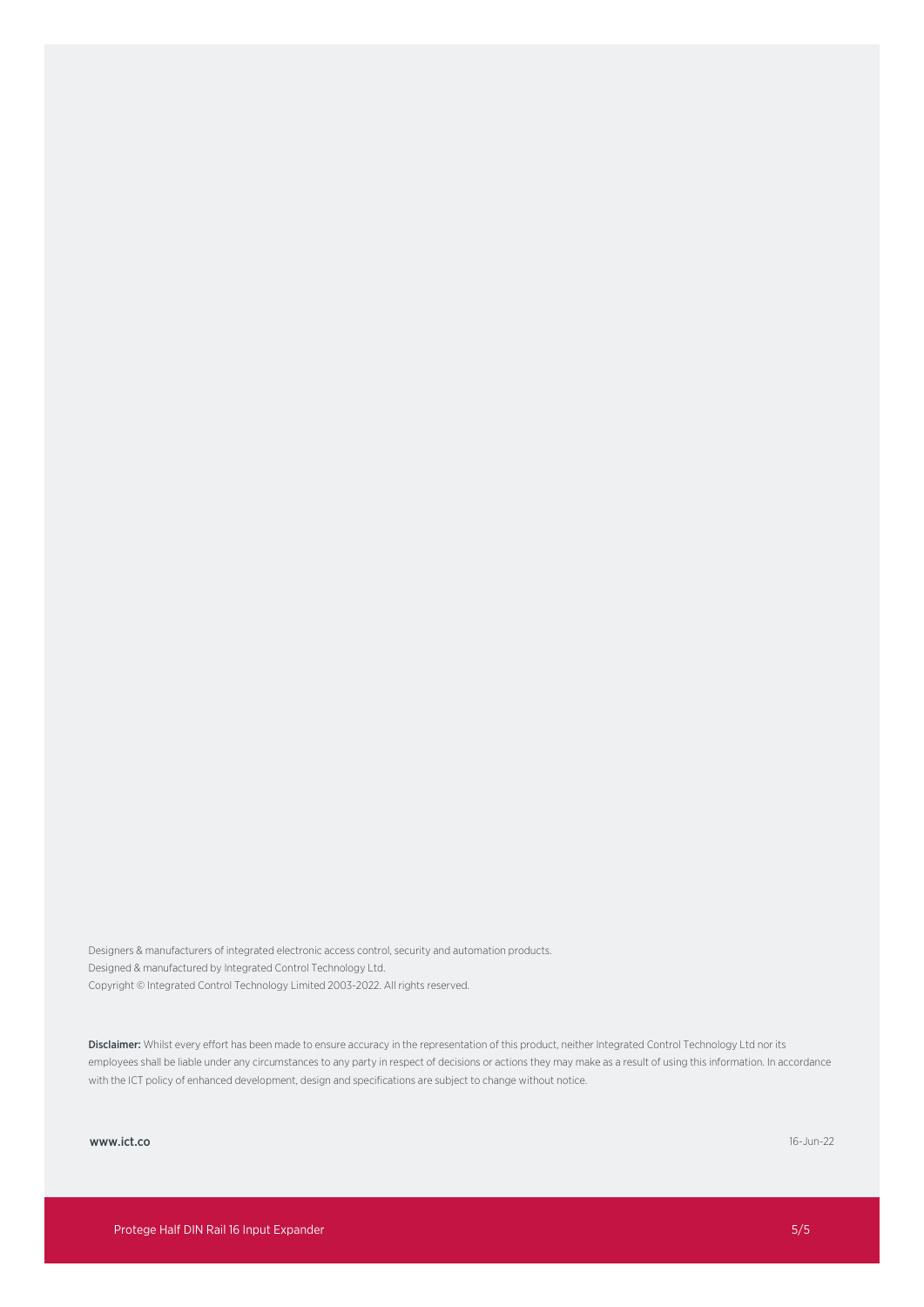Designers & manufacturers of integrated electronic access control, security and automation products.
Designed & manufactured by Integrated Control Technology Ltd.
Copyright © Integrated Control Technology Limited 2003-2022. All rights reserved.

**Disclaimer:** Whilst every effort has been made to ensure accuracy in the representation of this product, neither Integrated Control Technology Ltd nor its employees shall be liable under any circumstances to any party in respect of decisions or actions they may make as a result of using this information. In accordance with the ICT policy of enhanced development, design and specifications are subject to change without notice.

**www.ict.co**

16-Jun-22